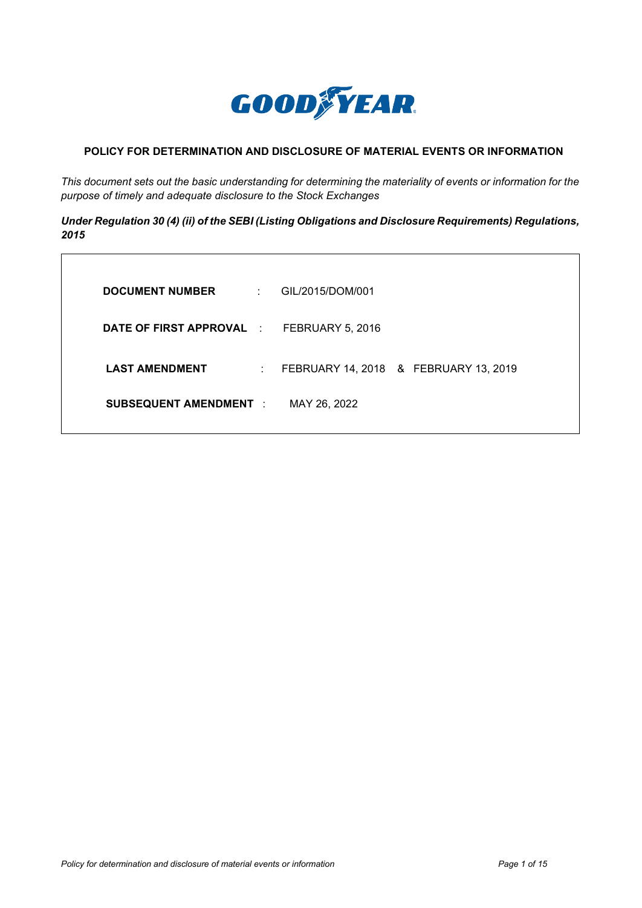GOODYEAR

# POLICY FOR DETERMINATION AND DISCLOSURE OF MATERIAL EVENTS OR INFORMATION

*This document sets out the basic understanding for determining the materiality of events or information for the purpose of timely and adequate disclosure to the Stock Exchanges*

***Under Regulation 30 (4) (ii) of the SEBI (Listing Obligations and Disclosure Requirements) Regulations, 2015***

| | | |
|---|---|---|
| **DOCUMENT NUMBER** | : | GIL/2015/DOM/001 |
| **DATE OF FIRST APPROVAL** | : | FEBRUARY 5, 2016 |
| **LAST AMENDMENT** | : | FEBRUARY 14, 2018 & FEBRUARY 13, 2019 |
| **SUBSEQUENT AMENDMENT** | : | MAY 26, 2022 |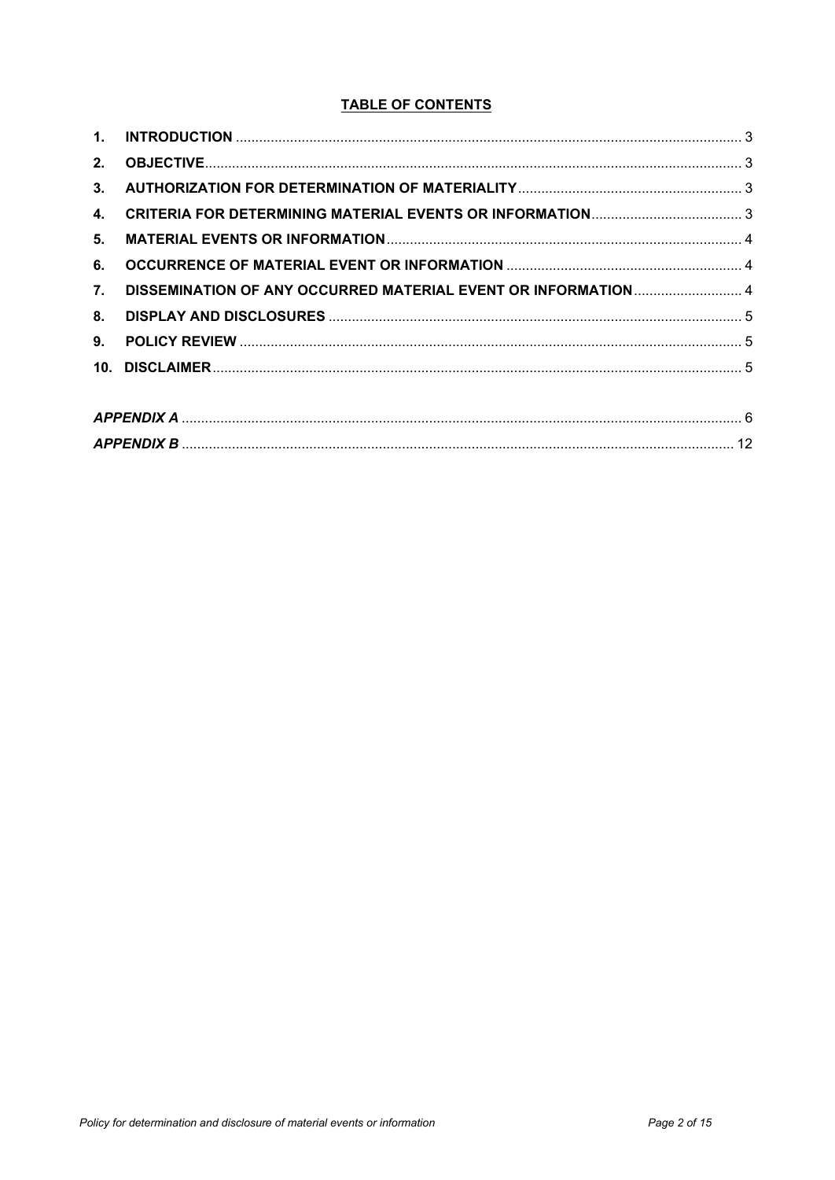## TABLE OF CONTENTS

| | | |
|---|---|---|
| **1.** | **INTRODUCTION** | 3 |
| **2.** | **OBJECTIVE** | 3 |
| **3.** | **AUTHORIZATION FOR DETERMINATION OF MATERIALITY** | 3 |
| **4.** | **CRITERIA FOR DETERMINING MATERIAL EVENTS OR INFORMATION** | 3 |
| **5.** | **MATERIAL EVENTS OR INFORMATION** | 4 |
| **6.** | **OCCURRENCE OF MATERIAL EVENT OR INFORMATION** | 4 |
| **7.** | **DISSEMINATION OF ANY OCCURRED MATERIAL EVENT OR INFORMATION** | 4 |
| **8.** | **DISPLAY AND DISCLOSURES** | 5 |
| **9.** | **POLICY REVIEW** | 5 |
| **10.** | **DISCLAIMER** | 5 |
| | ***APPENDIX A*** | 6 |
| | ***APPENDIX B*** | 12 |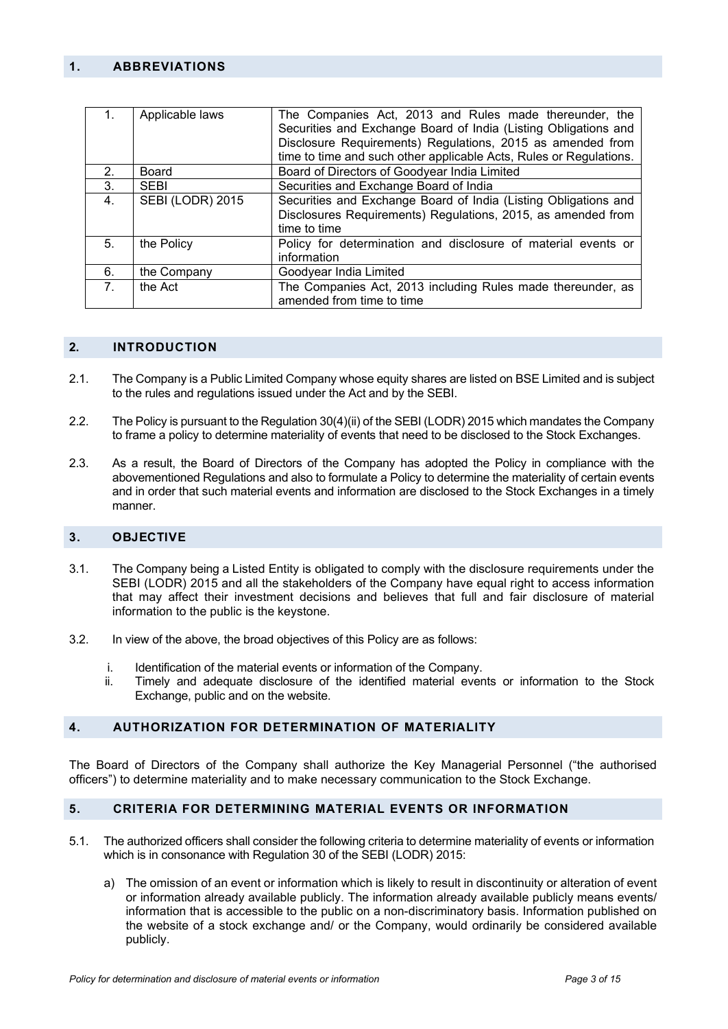## 1. ABBREVIATIONS

| | | |
|---|---|---|
| 1. | Applicable laws | The Companies Act, 2013 and Rules made thereunder, the Securities and Exchange Board of India (Listing Obligations and Disclosure Requirements) Regulations, 2015 as amended from time to time and such other applicable Acts, Rules or Regulations. |
| 2. | Board | Board of Directors of Goodyear India Limited |
| 3. | SEBI | Securities and Exchange Board of India |
| 4. | SEBI (LODR) 2015 | Securities and Exchange Board of India (Listing Obligations and Disclosures Requirements) Regulations, 2015, as amended from time to time |
| 5. | the Policy | Policy for determination and disclosure of material events or information |
| 6. | the Company | Goodyear India Limited |
| 7. | the Act | The Companies Act, 2013 including Rules made thereunder, as amended from time to time |

## 2. INTRODUCTION

2.1. The Company is a Public Limited Company whose equity shares are listed on BSE Limited and is subject to the rules and regulations issued under the Act and by the SEBI.

2.2. The Policy is pursuant to the Regulation 30(4)(ii) of the SEBI (LODR) 2015 which mandates the Company to frame a policy to determine materiality of events that need to be disclosed to the Stock Exchanges.

2.3. As a result, the Board of Directors of the Company has adopted the Policy in compliance with the abovementioned Regulations and also to formulate a Policy to determine the materiality of certain events and in order that such material events and information are disclosed to the Stock Exchanges in a timely manner.

## 3. OBJECTIVE

3.1. The Company being a Listed Entity is obligated to comply with the disclosure requirements under the SEBI (LODR) 2015 and all the stakeholders of the Company have equal right to access information that may affect their investment decisions and believes that full and fair disclosure of material information to the public is the keystone.

3.2. In view of the above, the broad objectives of this Policy are as follows:

i. Identification of the material events or information of the Company.
ii. Timely and adequate disclosure of the identified material events or information to the Stock Exchange, public and on the website.

## 4. AUTHORIZATION FOR DETERMINATION OF MATERIALITY

The Board of Directors of the Company shall authorize the Key Managerial Personnel ("the authorised officers") to determine materiality and to make necessary communication to the Stock Exchange.

## 5. CRITERIA FOR DETERMINING MATERIAL EVENTS OR INFORMATION

5.1. The authorized officers shall consider the following criteria to determine materiality of events or information which is in consonance with Regulation 30 of the SEBI (LODR) 2015:

a) The omission of an event or information which is likely to result in discontinuity or alteration of event or information already available publicly. The information already available publicly means events/ information that is accessible to the public on a non-discriminatory basis. Information published on the website of a stock exchange and/ or the Company, would ordinarily be considered available publicly.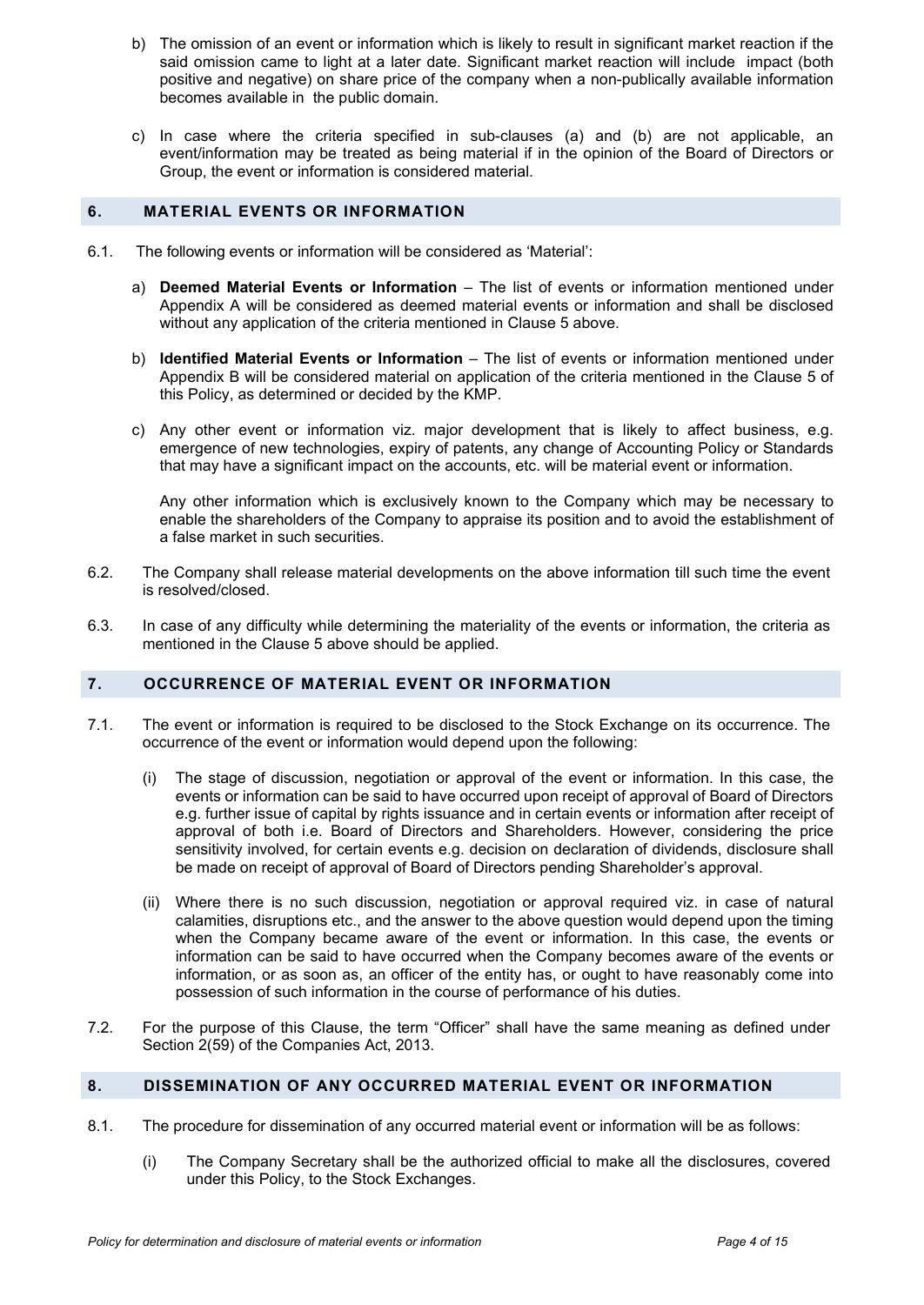b) The omission of an event or information which is likely to result in significant market reaction if the said omission came to light at a later date. Significant market reaction will include impact (both positive and negative) on share price of the company when a non-publically available information becomes available in the public domain.

c) In case where the criteria specified in sub-clauses (a) and (b) are not applicable, an event/information may be treated as being material if in the opinion of the Board of Directors or Group, the event or information is considered material.

## 6. MATERIAL EVENTS OR INFORMATION

6.1. The following events or information will be considered as 'Material':

a) **Deemed Material Events or Information** – The list of events or information mentioned under Appendix A will be considered as deemed material events or information and shall be disclosed without any application of the criteria mentioned in Clause 5 above.

b) **Identified Material Events or Information** – The list of events or information mentioned under Appendix B will be considered material on application of the criteria mentioned in the Clause 5 of this Policy, as determined or decided by the KMP.

c) Any other event or information viz. major development that is likely to affect business, e.g. emergence of new technologies, expiry of patents, any change of Accounting Policy or Standards that may have a significant impact on the accounts, etc. will be material event or information.

Any other information which is exclusively known to the Company which may be necessary to enable the shareholders of the Company to appraise its position and to avoid the establishment of a false market in such securities.

6.2. The Company shall release material developments on the above information till such time the event is resolved/closed.

6.3. In case of any difficulty while determining the materiality of the events or information, the criteria as mentioned in the Clause 5 above should be applied.

## 7. OCCURRENCE OF MATERIAL EVENT OR INFORMATION

7.1. The event or information is required to be disclosed to the Stock Exchange on its occurrence. The occurrence of the event or information would depend upon the following:

(i) The stage of discussion, negotiation or approval of the event or information. In this case, the events or information can be said to have occurred upon receipt of approval of Board of Directors e.g. further issue of capital by rights issuance and in certain events or information after receipt of approval of both i.e. Board of Directors and Shareholders. However, considering the price sensitivity involved, for certain events e.g. decision on declaration of dividends, disclosure shall be made on receipt of approval of Board of Directors pending Shareholder's approval.

(ii) Where there is no such discussion, negotiation or approval required viz. in case of natural calamities, disruptions etc., and the answer to the above question would depend upon the timing when the Company became aware of the event or information. In this case, the events or information can be said to have occurred when the Company becomes aware of the events or information, or as soon as, an officer of the entity has, or ought to have reasonably come into possession of such information in the course of performance of his duties.

7.2. For the purpose of this Clause, the term "Officer" shall have the same meaning as defined under Section 2(59) of the Companies Act, 2013.

## 8. DISSEMINATION OF ANY OCCURRED MATERIAL EVENT OR INFORMATION

8.1. The procedure for dissemination of any occurred material event or information will be as follows:

(i) The Company Secretary shall be the authorized official to make all the disclosures, covered under this Policy, to the Stock Exchanges.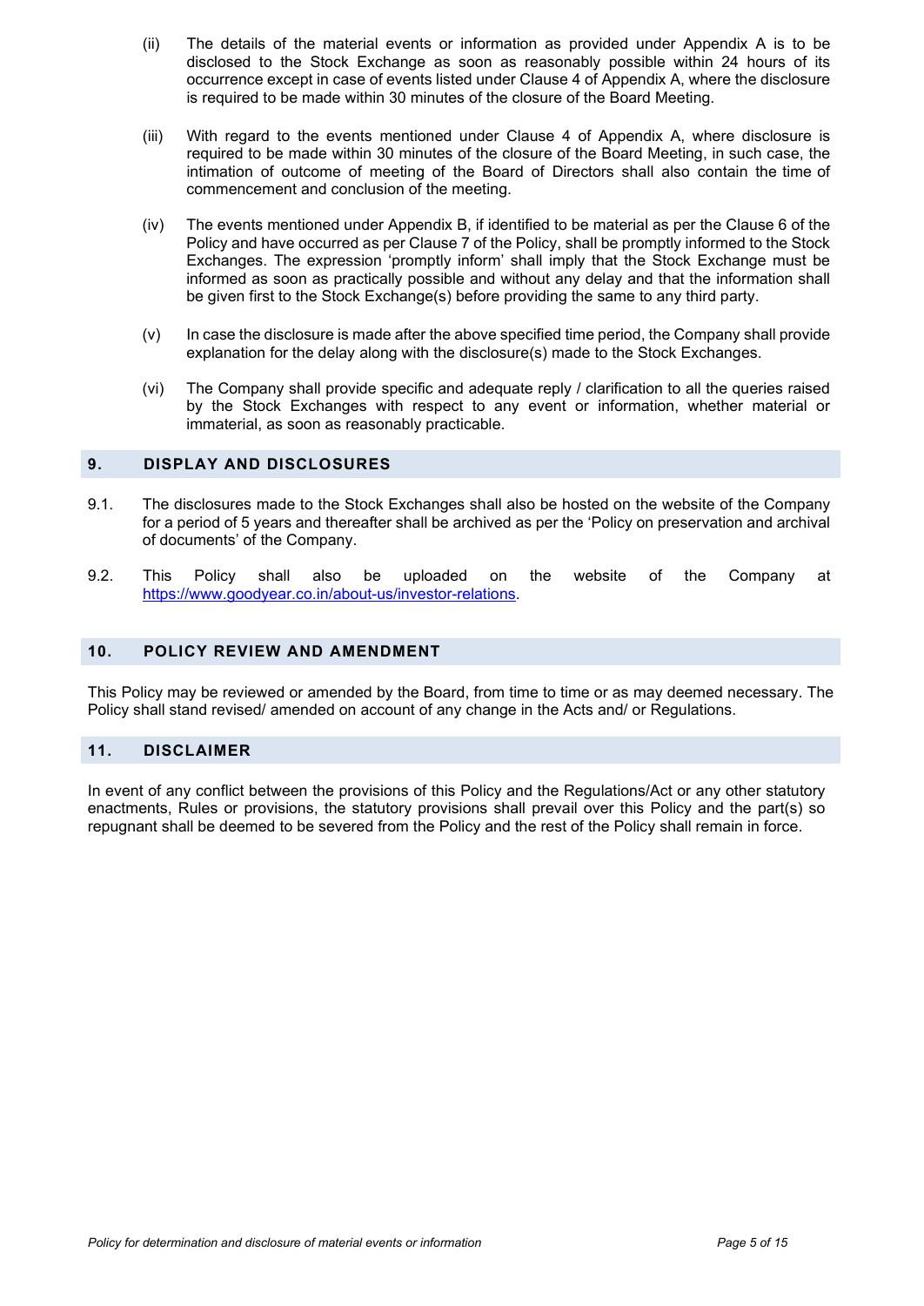(ii) The details of the material events or information as provided under Appendix A is to be disclosed to the Stock Exchange as soon as reasonably possible within 24 hours of its occurrence except in case of events listed under Clause 4 of Appendix A, where the disclosure is required to be made within 30 minutes of the closure of the Board Meeting.

(iii) With regard to the events mentioned under Clause 4 of Appendix A, where disclosure is required to be made within 30 minutes of the closure of the Board Meeting, in such case, the intimation of outcome of meeting of the Board of Directors shall also contain the time of commencement and conclusion of the meeting.

(iv) The events mentioned under Appendix B, if identified to be material as per the Clause 6 of the Policy and have occurred as per Clause 7 of the Policy, shall be promptly informed to the Stock Exchanges. The expression 'promptly inform' shall imply that the Stock Exchange must be informed as soon as practically possible and without any delay and that the information shall be given first to the Stock Exchange(s) before providing the same to any third party.

(v) In case the disclosure is made after the above specified time period, the Company shall provide explanation for the delay along with the disclosure(s) made to the Stock Exchanges.

(vi) The Company shall provide specific and adequate reply / clarification to all the queries raised by the Stock Exchanges with respect to any event or information, whether material or immaterial, as soon as reasonably practicable.

## 9. DISPLAY AND DISCLOSURES

9.1. The disclosures made to the Stock Exchanges shall also be hosted on the website of the Company for a period of 5 years and thereafter shall be archived as per the 'Policy on preservation and archival of documents' of the Company.

9.2. This Policy shall also be uploaded on the website of the Company at https://www.goodyear.co.in/about-us/investor-relations.

## 10. POLICY REVIEW AND AMENDMENT

This Policy may be reviewed or amended by the Board, from time to time or as may deemed necessary. The Policy shall stand revised/ amended on account of any change in the Acts and/ or Regulations.

## 11. DISCLAIMER

In event of any conflict between the provisions of this Policy and the Regulations/Act or any other statutory enactments, Rules or provisions, the statutory provisions shall prevail over this Policy and the part(s) so repugnant shall be deemed to be severed from the Policy and the rest of the Policy shall remain in force.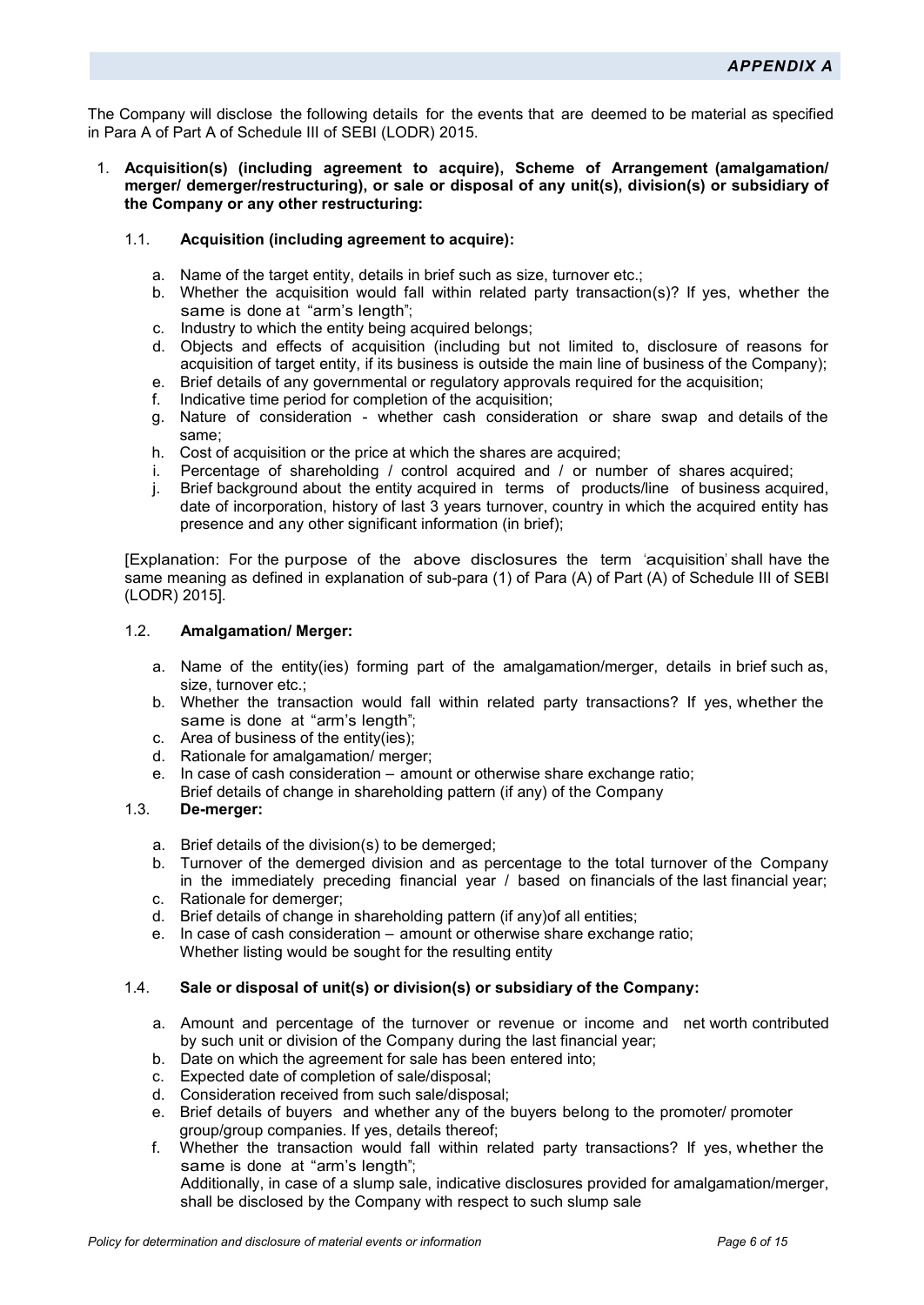**APPENDIX A**

The Company will disclose the following details for the events that are deemed to be material as specified in Para A of Part A of Schedule III of SEBI (LODR) 2015.

1. **Acquisition(s) (including agreement to acquire), Scheme of Arrangement (amalgamation/ merger/ demerger/restructuring), or sale or disposal of any unit(s), division(s) or subsidiary of the Company or any other restructuring:**

   1.1. **Acquisition (including agreement to acquire):**

   a. Name of the target entity, details in brief such as size, turnover etc.;
   b. Whether the acquisition would fall within related party transaction(s)? If yes, whether the same is done at "arm's length";
   c. Industry to which the entity being acquired belongs;
   d. Objects and effects of acquisition (including but not limited to, disclosure of reasons for acquisition of target entity, if its business is outside the main line of business of the Company);
   e. Brief details of any governmental or regulatory approvals required for the acquisition;
   f. Indicative time period for completion of the acquisition;
   g. Nature of consideration - whether cash consideration or share swap and details of the same;
   h. Cost of acquisition or the price at which the shares are acquired;
   i. Percentage of shareholding / control acquired and / or number of shares acquired;
   j. Brief background about the entity acquired in terms of products/line of business acquired, date of incorporation, history of last 3 years turnover, country in which the acquired entity has presence and any other significant information (in brief);

   [Explanation: For the purpose of the above disclosures the term 'acquisition' shall have the same meaning as defined in explanation of sub-para (1) of Para (A) of Part (A) of Schedule III of SEBI (LODR) 2015].

   1.2. **Amalgamation/ Merger:**

   a. Name of the entity(ies) forming part of the amalgamation/merger, details in brief such as, size, turnover etc.;
   b. Whether the transaction would fall within related party transactions? If yes, whether the same is done at "arm's length";
   c. Area of business of the entity(ies);
   d. Rationale for amalgamation/ merger;
   e. In case of cash consideration – amount or otherwise share exchange ratio;
      Brief details of change in shareholding pattern (if any) of the Company

   1.3. **De-merger:**

   a. Brief details of the division(s) to be demerged;
   b. Turnover of the demerged division and as percentage to the total turnover of the Company in the immediately preceding financial year / based on financials of the last financial year;
   c. Rationale for demerger;
   d. Brief details of change in shareholding pattern (if any)of all entities;
   e. In case of cash consideration – amount or otherwise share exchange ratio;
      Whether listing would be sought for the resulting entity

   1.4. **Sale or disposal of unit(s) or division(s) or subsidiary of the Company:**

   a. Amount and percentage of the turnover or revenue or income and net worth contributed by such unit or division of the Company during the last financial year;
   b. Date on which the agreement for sale has been entered into;
   c. Expected date of completion of sale/disposal;
   d. Consideration received from such sale/disposal;
   e. Brief details of buyers and whether any of the buyers belong to the promoter/ promoter group/group companies. If yes, details thereof;
   f. Whether the transaction would fall within related party transactions? If yes, whether the same is done at "arm's length";
      Additionally, in case of a slump sale, indicative disclosures provided for amalgamation/merger, shall be disclosed by the Company with respect to such slump sale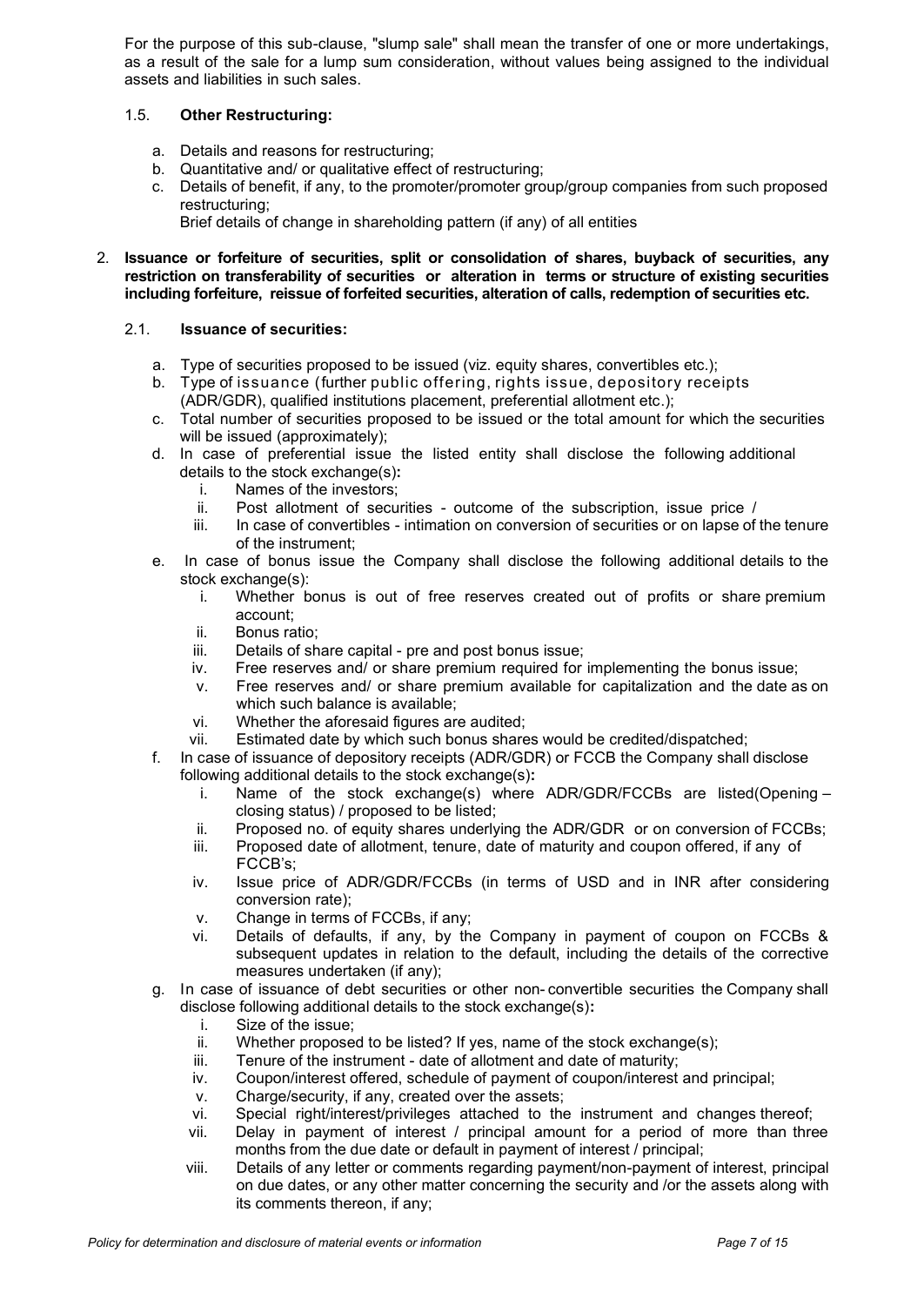For the purpose of this sub-clause, "slump sale" shall mean the transfer of one or more undertakings, as a result of the sale for a lump sum consideration, without values being assigned to the individual assets and liabilities in such sales.

### 1.5. Other Restructuring:

a. Details and reasons for restructuring;
b. Quantitative and/ or qualitative effect of restructuring;
c. Details of benefit, if any, to the promoter/promoter group/group companies from such proposed restructuring;
   Brief details of change in shareholding pattern (if any) of all entities

## 2. Issuance or forfeiture of securities, split or consolidation of shares, buyback of securities, any restriction on transferability of securities or alteration in terms or structure of existing securities including forfeiture, reissue of forfeited securities, alteration of calls, redemption of securities etc.

### 2.1. Issuance of securities:

a. Type of securities proposed to be issued (viz. equity shares, convertibles etc.);
b. Type of issuance (further public offering, rights issue, depository receipts (ADR/GDR), qualified institutions placement, preferential allotment etc.);
c. Total number of securities proposed to be issued or the total amount for which the securities will be issued (approximately);
d. In case of preferential issue the listed entity shall disclose the following additional details to the stock exchange(s)**:**
   i. Names of the investors;
   ii. Post allotment of securities - outcome of the subscription, issue price /
   iii. In case of convertibles - intimation on conversion of securities or on lapse of the tenure of the instrument;
e. In case of bonus issue the Company shall disclose the following additional details to the stock exchange(s):
   i. Whether bonus is out of free reserves created out of profits or share premium account;
   ii. Bonus ratio;
   iii. Details of share capital - pre and post bonus issue;
   iv. Free reserves and/ or share premium required for implementing the bonus issue;
   v. Free reserves and/ or share premium available for capitalization and the date as on which such balance is available;
   vi. Whether the aforesaid figures are audited;
   vii. Estimated date by which such bonus shares would be credited/dispatched;
f. In case of issuance of depository receipts (ADR/GDR) or FCCB the Company shall disclose following additional details to the stock exchange(s)**:**
   i. Name of the stock exchange(s) where ADR/GDR/FCCBs are listed(Opening – closing status) / proposed to be listed;
   ii. Proposed no. of equity shares underlying the ADR/GDR or on conversion of FCCBs;
   iii. Proposed date of allotment, tenure, date of maturity and coupon offered, if any of FCCB's;
   iv. Issue price of ADR/GDR/FCCBs (in terms of USD and in INR after considering conversion rate);
   v. Change in terms of FCCBs, if any;
   vi. Details of defaults, if any, by the Company in payment of coupon on FCCBs & subsequent updates in relation to the default, including the details of the corrective measures undertaken (if any);
g. In case of issuance of debt securities or other non- convertible securities the Company shall disclose following additional details to the stock exchange(s)**:**
   i. Size of the issue;
   ii. Whether proposed to be listed? If yes, name of the stock exchange(s);
   iii. Tenure of the instrument - date of allotment and date of maturity;
   iv. Coupon/interest offered, schedule of payment of coupon/interest and principal;
   v. Charge/security, if any, created over the assets;
   vi. Special right/interest/privileges attached to the instrument and changes thereof;
   vii. Delay in payment of interest / principal amount for a period of more than three months from the due date or default in payment of interest / principal;
   viii. Details of any letter or comments regarding payment/non-payment of interest, principal on due dates, or any other matter concerning the security and /or the assets along with its comments thereon, if any;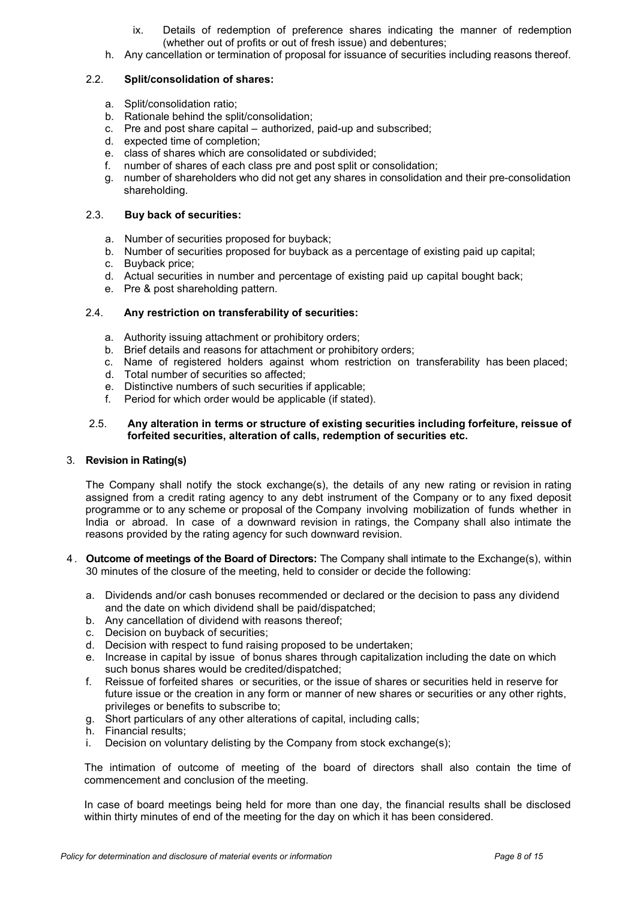ix. Details of redemption of preference shares indicating the manner of redemption (whether out of profits or out of fresh issue) and debentures;

h. Any cancellation or termination of proposal for issuance of securities including reasons thereof.

2.2. **Split/consolidation of shares:**

a. Split/consolidation ratio;
b. Rationale behind the split/consolidation;
c. Pre and post share capital – authorized, paid-up and subscribed;
d. expected time of completion;
e. class of shares which are consolidated or subdivided;
f. number of shares of each class pre and post split or consolidation;
g. number of shareholders who did not get any shares in consolidation and their pre-consolidation shareholding.

2.3. **Buy back of securities:**

a. Number of securities proposed for buyback;
b. Number of securities proposed for buyback as a percentage of existing paid up capital;
c. Buyback price;
d. Actual securities in number and percentage of existing paid up capital bought back;
e. Pre & post shareholding pattern.

2.4. **Any restriction on transferability of securities:**

a. Authority issuing attachment or prohibitory orders;
b. Brief details and reasons for attachment or prohibitory orders;
c. Name of registered holders against whom restriction on transferability has been placed;
d. Total number of securities so affected;
e. Distinctive numbers of such securities if applicable;
f. Period for which order would be applicable (if stated).

2.5. **Any alteration in terms or structure of existing securities including forfeiture, reissue of forfeited securities, alteration of calls, redemption of securities etc.**

3. **Revision in Rating(s)**

The Company shall notify the stock exchange(s), the details of any new rating or revision in rating assigned from a credit rating agency to any debt instrument of the Company or to any fixed deposit programme or to any scheme or proposal of the Company involving mobilization of funds whether in India or abroad. In case of a downward revision in ratings, the Company shall also intimate the reasons provided by the rating agency for such downward revision.

4. **Outcome of meetings of the Board of Directors:** The Company shall intimate to the Exchange(s), within 30 minutes of the closure of the meeting, held to consider or decide the following:

a. Dividends and/or cash bonuses recommended or declared or the decision to pass any dividend and the date on which dividend shall be paid/dispatched;
b. Any cancellation of dividend with reasons thereof;
c. Decision on buyback of securities;
d. Decision with respect to fund raising proposed to be undertaken;
e. Increase in capital by issue of bonus shares through capitalization including the date on which such bonus shares would be credited/dispatched;
f. Reissue of forfeited shares or securities, or the issue of shares or securities held in reserve for future issue or the creation in any form or manner of new shares or securities or any other rights, privileges or benefits to subscribe to;
g. Short particulars of any other alterations of capital, including calls;
h. Financial results;
i. Decision on voluntary delisting by the Company from stock exchange(s);

The intimation of outcome of meeting of the board of directors shall also contain the time of commencement and conclusion of the meeting.

In case of board meetings being held for more than one day, the financial results shall be disclosed within thirty minutes of end of the meeting for the day on which it has been considered.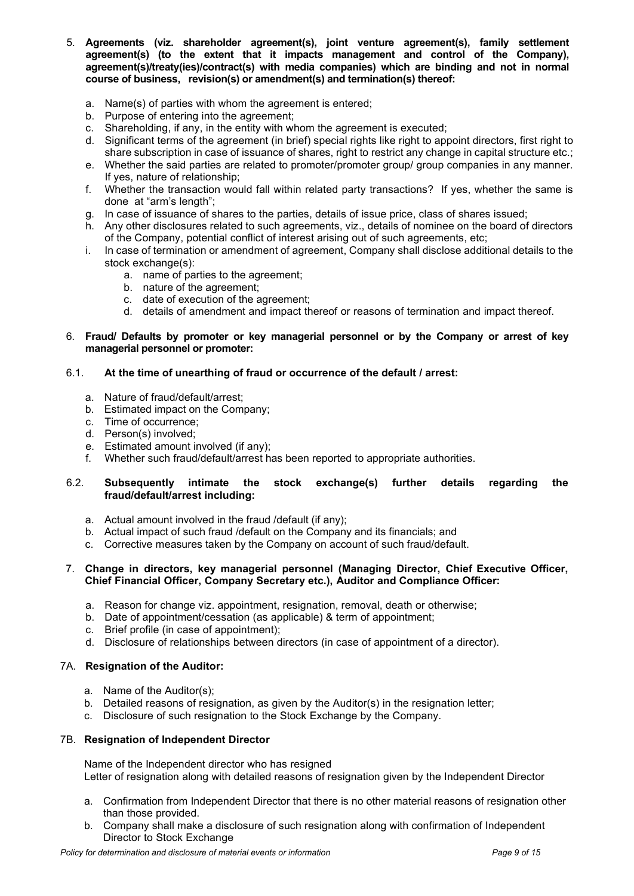5. **Agreements (viz. shareholder agreement(s), joint venture agreement(s), family settlement agreement(s) (to the extent that it impacts management and control of the Company), agreement(s)/treaty(ies)/contract(s) with media companies) which are binding and not in normal course of business, revision(s) or amendment(s) and termination(s) thereof:**

   a. Name(s) of parties with whom the agreement is entered;
   b. Purpose of entering into the agreement;
   c. Shareholding, if any, in the entity with whom the agreement is executed;
   d. Significant terms of the agreement (in brief) special rights like right to appoint directors, first right to share subscription in case of issuance of shares, right to restrict any change in capital structure etc.;
   e. Whether the said parties are related to promoter/promoter group/ group companies in any manner. If yes, nature of relationship;
   f. Whether the transaction would fall within related party transactions? If yes, whether the same is done at "arm's length";
   g. In case of issuance of shares to the parties, details of issue price, class of shares issued;
   h. Any other disclosures related to such agreements, viz., details of nominee on the board of directors of the Company, potential conflict of interest arising out of such agreements, etc;
   i. In case of termination or amendment of agreement, Company shall disclose additional details to the stock exchange(s):
      a. name of parties to the agreement;
      b. nature of the agreement;
      c. date of execution of the agreement;
      d. details of amendment and impact thereof or reasons of termination and impact thereof.

6. **Fraud/ Defaults by promoter or key managerial personnel or by the Company or arrest of key managerial personnel or promoter:**

6.1. **At the time of unearthing of fraud or occurrence of the default / arrest:**

   a. Nature of fraud/default/arrest;
   b. Estimated impact on the Company;
   c. Time of occurrence;
   d. Person(s) involved;
   e. Estimated amount involved (if any);
   f. Whether such fraud/default/arrest has been reported to appropriate authorities.

6.2. **Subsequently intimate the stock exchange(s) further details regarding the fraud/default/arrest including:**

   a. Actual amount involved in the fraud /default (if any);
   b. Actual impact of such fraud /default on the Company and its financials; and
   c. Corrective measures taken by the Company on account of such fraud/default.

7. **Change in directors, key managerial personnel (Managing Director, Chief Executive Officer, Chief Financial Officer, Company Secretary etc.), Auditor and Compliance Officer:**

   a. Reason for change viz. appointment, resignation, removal, death or otherwise;
   b. Date of appointment/cessation (as applicable) & term of appointment;
   c. Brief profile (in case of appointment);
   d. Disclosure of relationships between directors (in case of appointment of a director).

7A. **Resignation of the Auditor:**

   a. Name of the Auditor(s);
   b. Detailed reasons of resignation, as given by the Auditor(s) in the resignation letter;
   c. Disclosure of such resignation to the Stock Exchange by the Company.

7B. **Resignation of Independent Director**

Name of the Independent director who has resigned
Letter of resignation along with detailed reasons of resignation given by the Independent Director

   a. Confirmation from Independent Director that there is no other material reasons of resignation other than those provided.
   b. Company shall make a disclosure of such resignation along with confirmation of Independent Director to Stock Exchange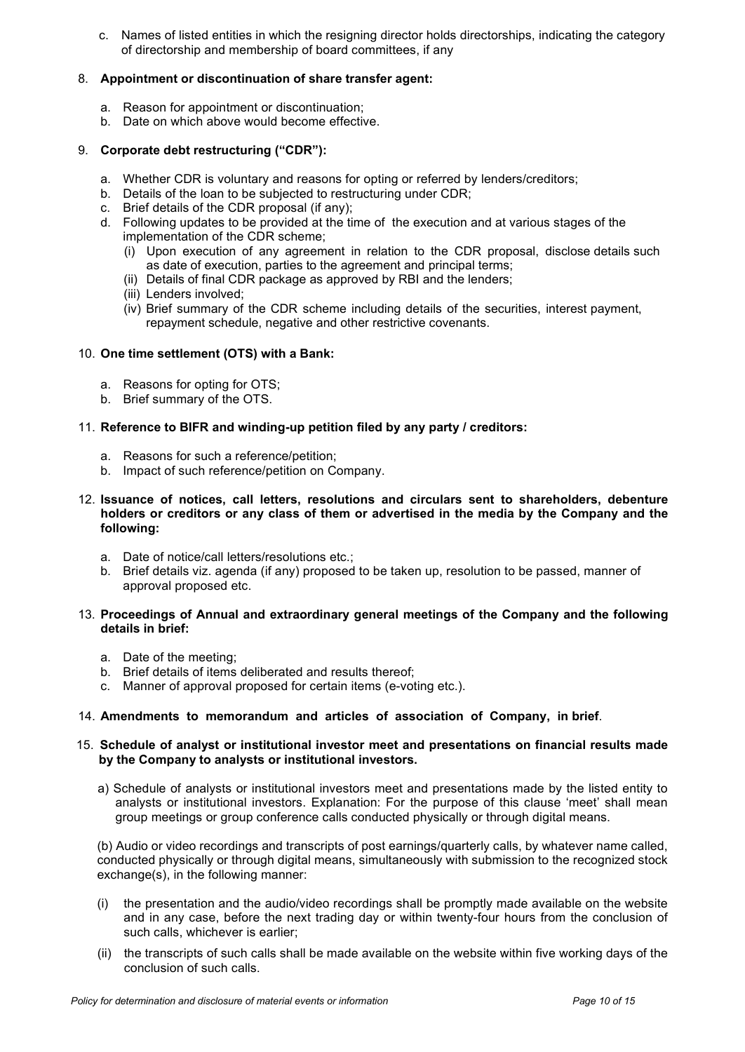c. Names of listed entities in which the resigning director holds directorships, indicating the category of directorship and membership of board committees, if any

8. **Appointment or discontinuation of share transfer agent:**

   a. Reason for appointment or discontinuation;
   b. Date on which above would become effective.

9. **Corporate debt restructuring ("CDR"):**

   a. Whether CDR is voluntary and reasons for opting or referred by lenders/creditors;
   b. Details of the loan to be subjected to restructuring under CDR;
   c. Brief details of the CDR proposal (if any);
   d. Following updates to be provided at the time of the execution and at various stages of the implementation of the CDR scheme;
      (i) Upon execution of any agreement in relation to the CDR proposal, disclose details such as date of execution, parties to the agreement and principal terms;
      (ii) Details of final CDR package as approved by RBI and the lenders;
      (iii) Lenders involved;
      (iv) Brief summary of the CDR scheme including details of the securities, interest payment, repayment schedule, negative and other restrictive covenants.

10. **One time settlement (OTS) with a Bank:**

    a. Reasons for opting for OTS;
    b. Brief summary of the OTS.

11. **Reference to BIFR and winding-up petition filed by any party / creditors:**

    a. Reasons for such a reference/petition;
    b. Impact of such reference/petition on Company.

12. **Issuance of notices, call letters, resolutions and circulars sent to shareholders, debenture holders or creditors or any class of them or advertised in the media by the Company and the following:**

    a. Date of notice/call letters/resolutions etc.;
    b. Brief details viz. agenda (if any) proposed to be taken up, resolution to be passed, manner of approval proposed etc.

13. **Proceedings of Annual and extraordinary general meetings of the Company and the following details in brief:**

    a. Date of the meeting;
    b. Brief details of items deliberated and results thereof;
    c. Manner of approval proposed for certain items (e-voting etc.).

14. **Amendments to memorandum and articles of association of Company, in brief**.

15. **Schedule of analyst or institutional investor meet and presentations on financial results made by the Company to analysts or institutional investors.**

    a) Schedule of analysts or institutional investors meet and presentations made by the listed entity to analysts or institutional investors. Explanation: For the purpose of this clause 'meet' shall mean group meetings or group conference calls conducted physically or through digital means.

    (b) Audio or video recordings and transcripts of post earnings/quarterly calls, by whatever name called, conducted physically or through digital means, simultaneously with submission to the recognized stock exchange(s), in the following manner:

    (i) the presentation and the audio/video recordings shall be promptly made available on the website and in any case, before the next trading day or within twenty-four hours from the conclusion of such calls, whichever is earlier;

    (ii) the transcripts of such calls shall be made available on the website within five working days of the conclusion of such calls.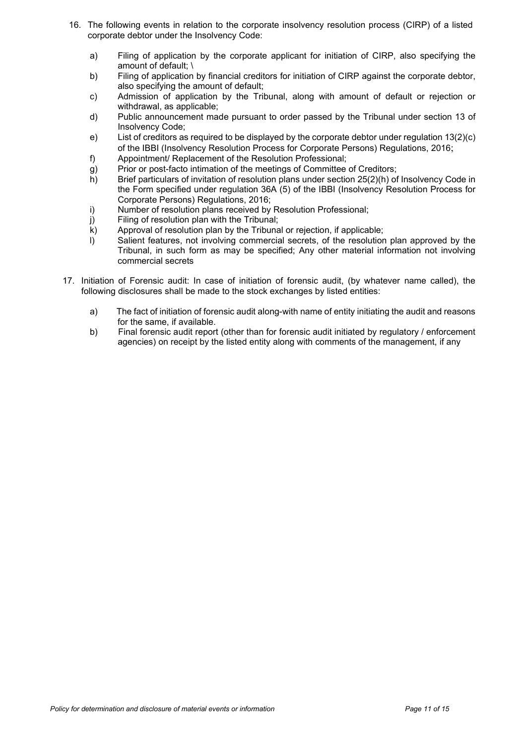16. The following events in relation to the corporate insolvency resolution process (CIRP) of a listed corporate debtor under the Insolvency Code:

    a) Filing of application by the corporate applicant for initiation of CIRP, also specifying the amount of default; \
    b) Filing of application by financial creditors for initiation of CIRP against the corporate debtor, also specifying the amount of default;
    c) Admission of application by the Tribunal, along with amount of default or rejection or withdrawal, as applicable;
    d) Public announcement made pursuant to order passed by the Tribunal under section 13 of Insolvency Code;
    e) List of creditors as required to be displayed by the corporate debtor under regulation 13(2)(c) of the IBBI (Insolvency Resolution Process for Corporate Persons) Regulations, 2016;
    f) Appointment/ Replacement of the Resolution Professional;
    g) Prior or post-facto intimation of the meetings of Committee of Creditors;
    h) Brief particulars of invitation of resolution plans under section 25(2)(h) of Insolvency Code in the Form specified under regulation 36A (5) of the IBBI (Insolvency Resolution Process for Corporate Persons) Regulations, 2016;
    i) Number of resolution plans received by Resolution Professional;
    j) Filing of resolution plan with the Tribunal;
    k) Approval of resolution plan by the Tribunal or rejection, if applicable;
    l) Salient features, not involving commercial secrets, of the resolution plan approved by the Tribunal, in such form as may be specified; Any other material information not involving commercial secrets

17. Initiation of Forensic audit: In case of initiation of forensic audit, (by whatever name called), the following disclosures shall be made to the stock exchanges by listed entities:

    a) The fact of initiation of forensic audit along-with name of entity initiating the audit and reasons for the same, if available.
    b) Final forensic audit report (other than for forensic audit initiated by regulatory / enforcement agencies) on receipt by the listed entity along with comments of the management, if any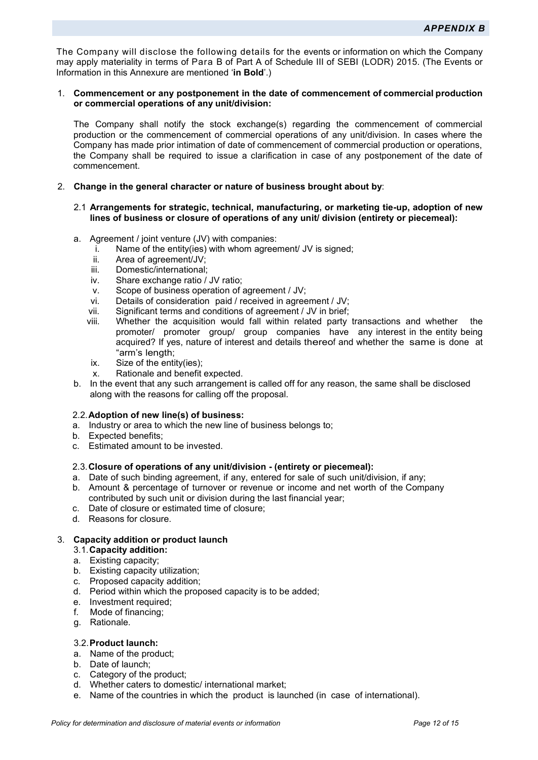## *APPENDIX B*

The Company will disclose the following details for the events or information on which the Company may apply materiality in terms of Para B of Part A of Schedule III of SEBI (LODR) 2015. (The Events or Information in this Annexure are mentioned '**in Bold**'.)

1. **Commencement or any postponement in the date of commencement of commercial production or commercial operations of any unit/division:**

   The Company shall notify the stock exchange(s) regarding the commencement of commercial production or the commencement of commercial operations of any unit/division. In cases where the Company has made prior intimation of date of commencement of commercial production or operations, the Company shall be required to issue a clarification in case of any postponement of the date of commencement.

2. **Change in the general character or nature of business brought about by**:

   2.1 **Arrangements for strategic, technical, manufacturing, or marketing tie-up, adoption of new lines of business or closure of operations of any unit/ division (entirety or piecemeal):**

   a. Agreement / joint venture (JV) with companies:
      i. Name of the entity(ies) with whom agreement/ JV is signed;
      ii. Area of agreement/JV;
      iii. Domestic/international;
      iv. Share exchange ratio / JV ratio;
      v. Scope of business operation of agreement / JV;
      vi. Details of consideration paid / received in agreement / JV;
      vii. Significant terms and conditions of agreement / JV in brief;
      viii. Whether the acquisition would fall within related party transactions and whether the promoter/ promoter group/ group companies have any interest in the entity being acquired? If yes, nature of interest and details thereof and whether the same is done at "arm's length;
      ix. Size of the entity(ies);
      x. Rationale and benefit expected.

   b. In the event that any such arrangement is called off for any reason, the same shall be disclosed along with the reasons for calling off the proposal.

   2.2. **Adoption of new line(s) of business:**

   a. Industry or area to which the new line of business belongs to;
   b. Expected benefits;
   c. Estimated amount to be invested.

   2.3. **Closure of operations of any unit/division - (entirety or piecemeal):**

   a. Date of such binding agreement, if any, entered for sale of such unit/division, if any;
   b. Amount & percentage of turnover or revenue or income and net worth of the Company contributed by such unit or division during the last financial year;
   c. Date of closure or estimated time of closure;
   d. Reasons for closure.

3. **Capacity addition or product launch**

   3.1. **Capacity addition:**

   a. Existing capacity;
   b. Existing capacity utilization;
   c. Proposed capacity addition;
   d. Period within which the proposed capacity is to be added;
   e. Investment required;
   f. Mode of financing;
   g. Rationale.

   3.2. **Product launch:**

   a. Name of the product;
   b. Date of launch;
   c. Category of the product;
   d. Whether caters to domestic/ international market;
   e. Name of the countries in which the product is launched (in case of international).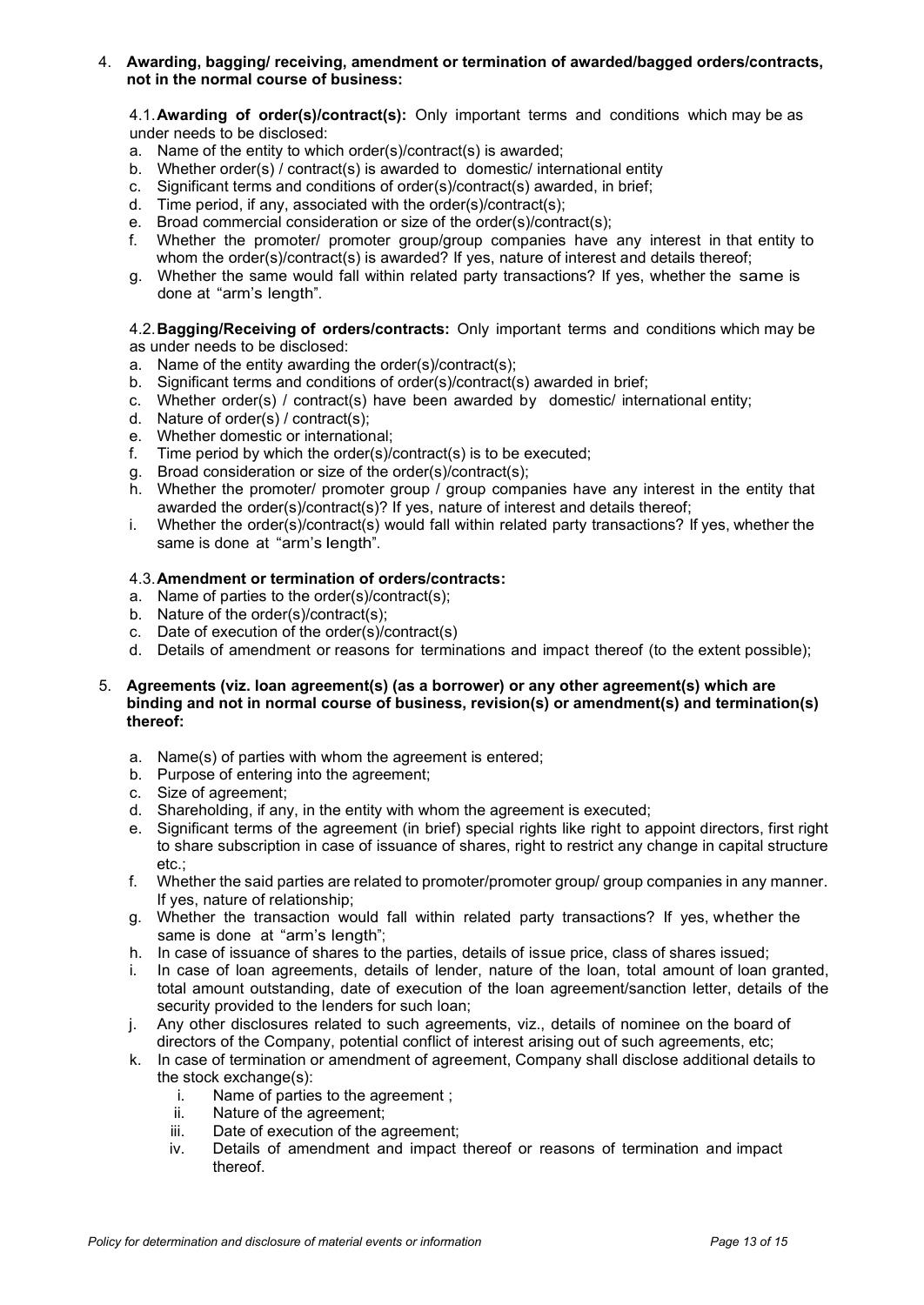4. **Awarding, bagging/ receiving, amendment or termination of awarded/bagged orders/contracts, not in the normal course of business:**

4.1. **Awarding of order(s)/contract(s):** Only important terms and conditions which may be as under needs to be disclosed:

a. Name of the entity to which order(s)/contract(s) is awarded;
b. Whether order(s) / contract(s) is awarded to domestic/ international entity
c. Significant terms and conditions of order(s)/contract(s) awarded, in brief;
d. Time period, if any, associated with the order(s)/contract(s);
e. Broad commercial consideration or size of the order(s)/contract(s);
f. Whether the promoter/ promoter group/group companies have any interest in that entity to whom the order(s)/contract(s) is awarded? If yes, nature of interest and details thereof;
g. Whether the same would fall within related party transactions? If yes, whether the same is done at "arm's length".

4.2. **Bagging/Receiving of orders/contracts:** Only important terms and conditions which may be as under needs to be disclosed:

a. Name of the entity awarding the order(s)/contract(s);
b. Significant terms and conditions of order(s)/contract(s) awarded in brief;
c. Whether order(s) / contract(s) have been awarded by domestic/ international entity;
d. Nature of order(s) / contract(s);
e. Whether domestic or international;
f. Time period by which the order(s)/contract(s) is to be executed;
g. Broad consideration or size of the order(s)/contract(s);
h. Whether the promoter/ promoter group / group companies have any interest in the entity that awarded the order(s)/contract(s)? If yes, nature of interest and details thereof;
i. Whether the order(s)/contract(s) would fall within related party transactions? If yes, whether the same is done at "arm's length".

4.3. **Amendment or termination of orders/contracts:**

a. Name of parties to the order(s)/contract(s);
b. Nature of the order(s)/contract(s);
c. Date of execution of the order(s)/contract(s)
d. Details of amendment or reasons for terminations and impact thereof (to the extent possible);

5. **Agreements (viz. loan agreement(s) (as a borrower) or any other agreement(s) which are binding and not in normal course of business, revision(s) or amendment(s) and termination(s) thereof:**

a. Name(s) of parties with whom the agreement is entered;
b. Purpose of entering into the agreement;
c. Size of agreement;
d. Shareholding, if any, in the entity with whom the agreement is executed;
e. Significant terms of the agreement (in brief) special rights like right to appoint directors, first right to share subscription in case of issuance of shares, right to restrict any change in capital structure etc.;
f. Whether the said parties are related to promoter/promoter group/ group companies in any manner. If yes, nature of relationship;
g. Whether the transaction would fall within related party transactions? If yes, whether the same is done at "arm's length";
h. In case of issuance of shares to the parties, details of issue price, class of shares issued;
i. In case of loan agreements, details of lender, nature of the loan, total amount of loan granted, total amount outstanding, date of execution of the loan agreement/sanction letter, details of the security provided to the lenders for such loan;
j. Any other disclosures related to such agreements, viz., details of nominee on the board of directors of the Company, potential conflict of interest arising out of such agreements, etc;
k. In case of termination or amendment of agreement, Company shall disclose additional details to the stock exchange(s):
    i. Name of parties to the agreement ;
    ii. Nature of the agreement;
    iii. Date of execution of the agreement;
    iv. Details of amendment and impact thereof or reasons of termination and impact thereof.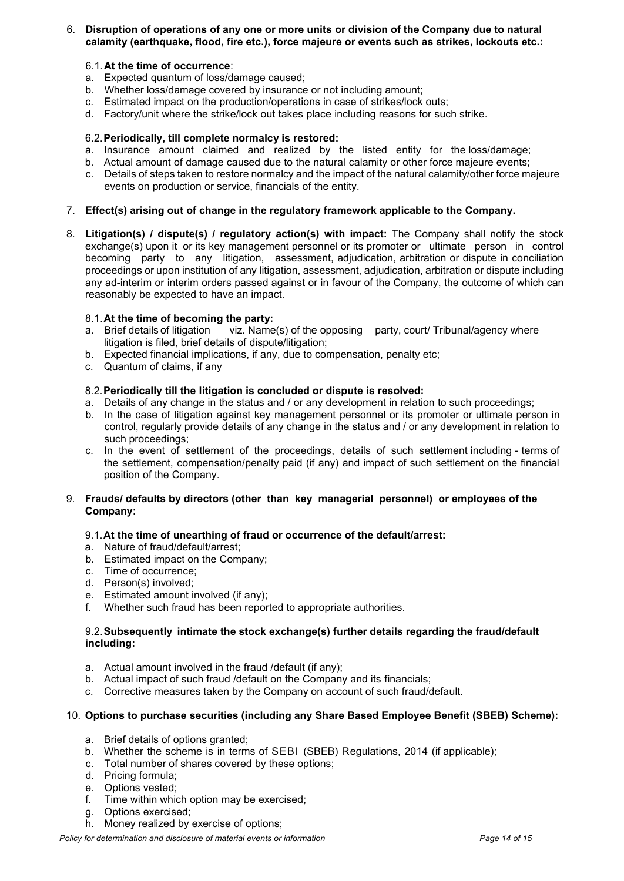6. **Disruption of operations of any one or more units or division of the Company due to natural calamity (earthquake, flood, fire etc.), force majeure or events such as strikes, lockouts etc.:**

   6.1. **At the time of occurrence**:
   
   a. Expected quantum of loss/damage caused;
   b. Whether loss/damage covered by insurance or not including amount;
   c. Estimated impact on the production/operations in case of strikes/lock outs;
   d. Factory/unit where the strike/lock out takes place including reasons for such strike.

   6.2. **Periodically, till complete normalcy is restored:**
   
   a. Insurance amount claimed and realized by the listed entity for the loss/damage;
   b. Actual amount of damage caused due to the natural calamity or other force majeure events;
   c. Details of steps taken to restore normalcy and the impact of the natural calamity/other force majeure events on production or service, financials of the entity.

7. **Effect(s) arising out of change in the regulatory framework applicable to the Company.**

8. **Litigation(s) / dispute(s) / regulatory action(s) with impact:** The Company shall notify the stock exchange(s) upon it or its key management personnel or its promoter or ultimate person in control becoming party to any litigation, assessment, adjudication, arbitration or dispute in conciliation proceedings or upon institution of any litigation, assessment, adjudication, arbitration or dispute including any ad-interim or interim orders passed against or in favour of the Company, the outcome of which can reasonably be expected to have an impact.

   8.1. **At the time of becoming the party:**
   
   a. Brief details of litigation viz. Name(s) of the opposing party, court/ Tribunal/agency where litigation is filed, brief details of dispute/litigation;
   b. Expected financial implications, if any, due to compensation, penalty etc;
   c. Quantum of claims, if any

   8.2. **Periodically till the litigation is concluded or dispute is resolved:**
   
   a. Details of any change in the status and / or any development in relation to such proceedings;
   b. In the case of litigation against key management personnel or its promoter or ultimate person in control, regularly provide details of any change in the status and / or any development in relation to such proceedings;
   c. In the event of settlement of the proceedings, details of such settlement including - terms of the settlement, compensation/penalty paid (if any) and impact of such settlement on the financial position of the Company.

9. **Frauds/ defaults by directors (other than key managerial personnel) or employees of the Company:**

   9.1. **At the time of unearthing of fraud or occurrence of the default/arrest:**
   
   a. Nature of fraud/default/arrest;
   b. Estimated impact on the Company;
   c. Time of occurrence;
   d. Person(s) involved;
   e. Estimated amount involved (if any);
   f. Whether such fraud has been reported to appropriate authorities.

   9.2. **Subsequently intimate the stock exchange(s) further details regarding the fraud/default including:**
   
   a. Actual amount involved in the fraud /default (if any);
   b. Actual impact of such fraud /default on the Company and its financials;
   c. Corrective measures taken by the Company on account of such fraud/default.

10. **Options to purchase securities (including any Share Based Employee Benefit (SBEB) Scheme):**

    a. Brief details of options granted;
    b. Whether the scheme is in terms of SEBI (SBEB) Regulations, 2014 (if applicable);
    c. Total number of shares covered by these options;
    d. Pricing formula;
    e. Options vested;
    f. Time within which option may be exercised;
    g. Options exercised;
    h. Money realized by exercise of options;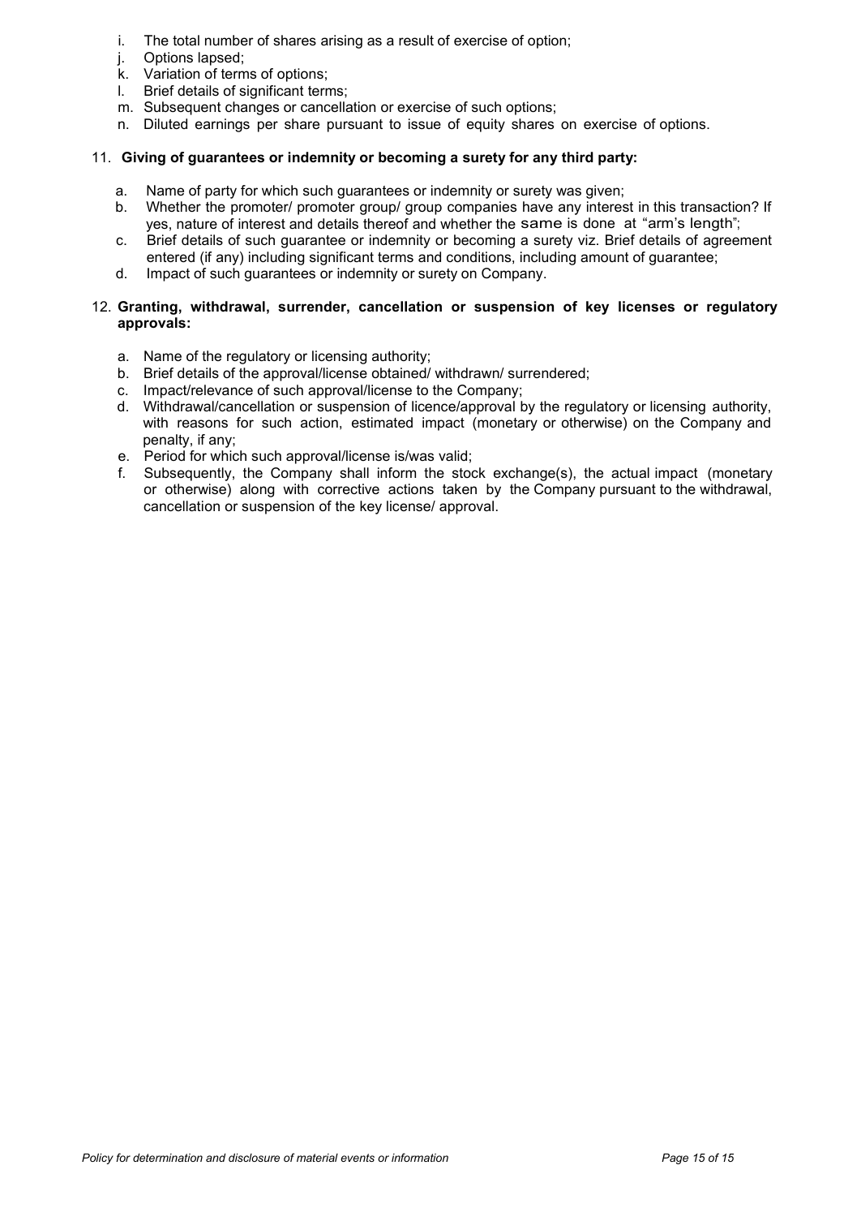i. The total number of shares arising as a result of exercise of option;
j. Options lapsed;
k. Variation of terms of options;
l. Brief details of significant terms;
m. Subsequent changes or cancellation or exercise of such options;
n. Diluted earnings per share pursuant to issue of equity shares on exercise of options.

11. **Giving of guarantees or indemnity or becoming a surety for any third party:**

   a. Name of party for which such guarantees or indemnity or surety was given;
   b. Whether the promoter/ promoter group/ group companies have any interest in this transaction? If yes, nature of interest and details thereof and whether the same is done at "arm's length";
   c. Brief details of such guarantee or indemnity or becoming a surety viz. Brief details of agreement entered (if any) including significant terms and conditions, including amount of guarantee;
   d. Impact of such guarantees or indemnity or surety on Company.

12. **Granting, withdrawal, surrender, cancellation or suspension of key licenses or regulatory approvals:**

   a. Name of the regulatory or licensing authority;
   b. Brief details of the approval/license obtained/ withdrawn/ surrendered;
   c. Impact/relevance of such approval/license to the Company;
   d. Withdrawal/cancellation or suspension of licence/approval by the regulatory or licensing authority, with reasons for such action, estimated impact (monetary or otherwise) on the Company and penalty, if any;
   e. Period for which such approval/license is/was valid;
   f. Subsequently, the Company shall inform the stock exchange(s), the actual impact (monetary or otherwise) along with corrective actions taken by the Company pursuant to the withdrawal, cancellation or suspension of the key license/ approval.